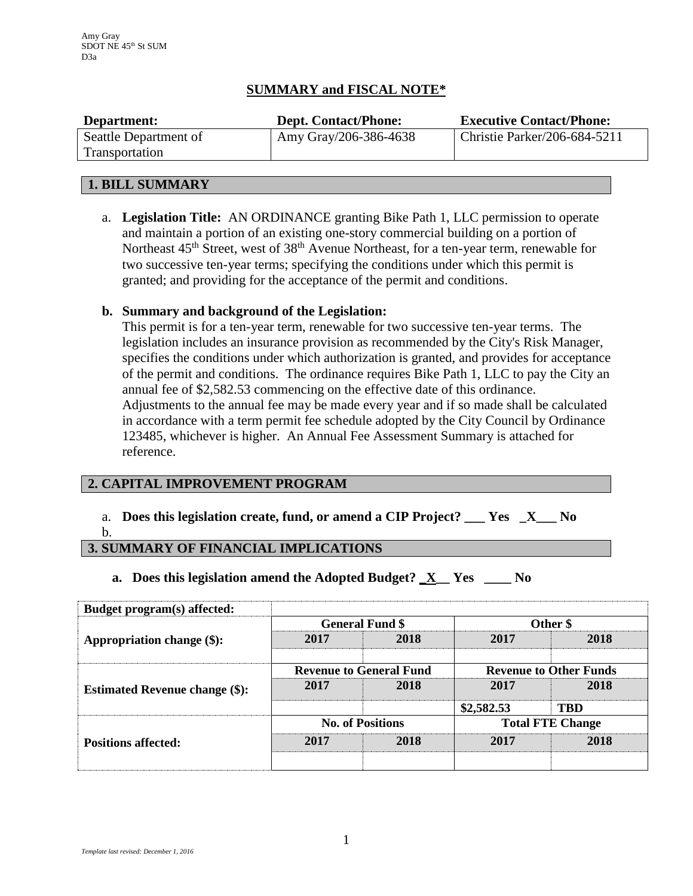Amy Gray
SDOT NE 45th St SUM
D3a

# SUMMARY and FISCAL NOTE*

| Department: | Dept. Contact/Phone: | Executive Contact/Phone: |
|---|---|---|
| Seattle Department of Transportation | Amy Gray/206-386-4638 | Christie Parker/206-684-5211 |

## 1. BILL SUMMARY

a. **Legislation Title:** AN ORDINANCE granting Bike Path 1, LLC permission to operate and maintain a portion of an existing one-story commercial building on a portion of Northeast 45th Street, west of 38th Avenue Northeast, for a ten-year term, renewable for two successive ten-year terms; specifying the conditions under which this permit is granted; and providing for the acceptance of the permit and conditions.

**b. Summary and background of the Legislation:**
This permit is for a ten-year term, renewable for two successive ten-year terms. The legislation includes an insurance provision as recommended by the City's Risk Manager, specifies the conditions under which authorization is granted, and provides for acceptance of the permit and conditions. The ordinance requires Bike Path 1, LLC to pay the City an annual fee of $2,582.53 commencing on the effective date of this ordinance. Adjustments to the annual fee may be made every year and if so made shall be calculated in accordance with a term permit fee schedule adopted by the City Council by Ordinance 123485, whichever is higher. An Annual Fee Assessment Summary is attached for reference.

## 2. CAPITAL IMPROVEMENT PROGRAM

a. **Does this legislation create, fund, or amend a CIP Project? ___ Yes _X___ No**
b.

## 3. SUMMARY OF FINANCIAL IMPLICATIONS

**a. Does this legislation amend the Adopted Budget? _X__ Yes ____ No**

| **Budget program(s) affected:** | | | | |
|---|---|---|---|---|
| **Appropriation change ($):** | **General Fund $** | | **Other $** | |
| | **2017** | **2018** | **2017** | **2018** |
| | | | | |
| **Estimated Revenue change ($):** | **Revenue to General Fund** | | **Revenue to Other Funds** | |
| | **2017** | **2018** | **2017** | **2018** |
| | | | $2,582.53 | TBD |
| **Positions affected:** | **No. of Positions** | | **Total FTE Change** | |
| | **2017** | **2018** | **2017** | **2018** |
| | | | | |

*Template last revised: December 1, 2016*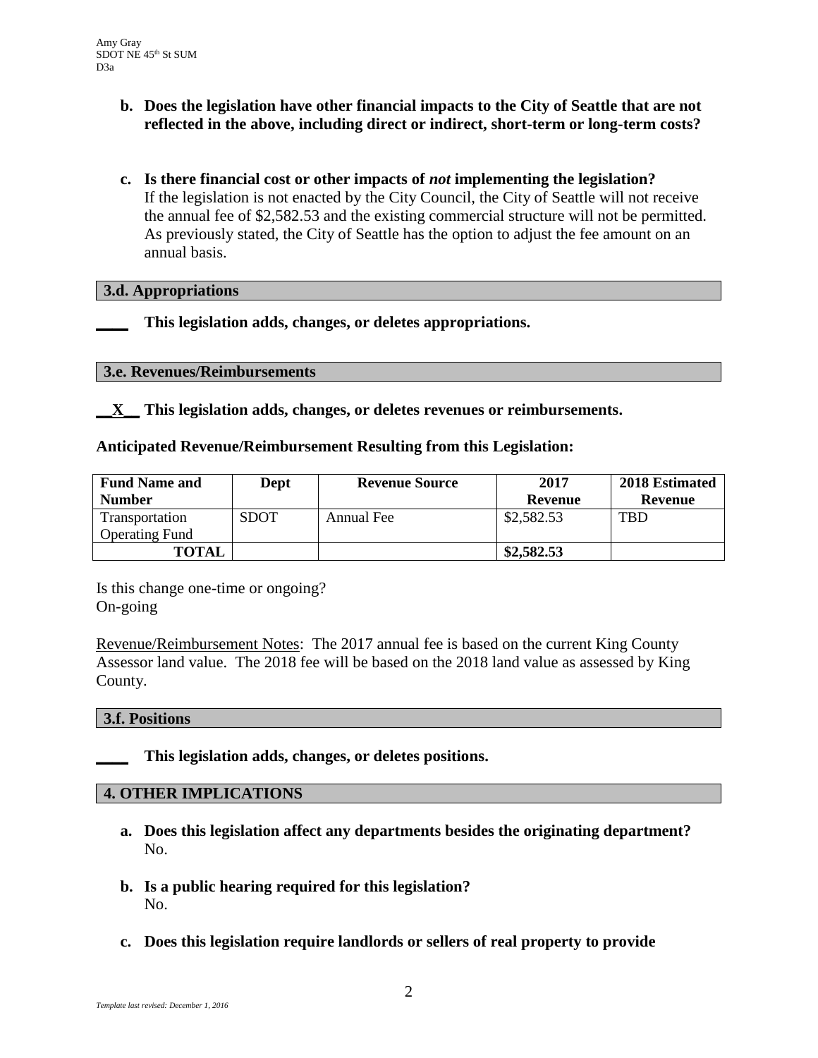**b. Does the legislation have other financial impacts to the City of Seattle that are not reflected in the above, including direct or indirect, short-term or long-term costs?**

**c. Is there financial cost or other impacts of *not* implementing the legislation?**
If the legislation is not enacted by the City Council, the City of Seattle will not receive the annual fee of $2,582.53 and the existing commercial structure will not be permitted. As previously stated, the City of Seattle has the option to adjust the fee amount on an annual basis.

## 3.d. Appropriations

**____ This legislation adds, changes, or deletes appropriations.**

## 3.e. Revenues/Reimbursements

**__X__ This legislation adds, changes, or deletes revenues or reimbursements.**

**Anticipated Revenue/Reimbursement Resulting from this Legislation:**

| Fund Name and Number | Dept | Revenue Source | 2017 Revenue | 2018 Estimated Revenue |
|---|---|---|---|---|
| Transportation Operating Fund | SDOT | Annual Fee | $2,582.53 | TBD |
| **TOTAL** | | | **$2,582.53** | |

Is this change one-time or ongoing?
On-going

Revenue/Reimbursement Notes: The 2017 annual fee is based on the current King County Assessor land value. The 2018 fee will be based on the 2018 land value as assessed by King County.

## 3.f. Positions

**____ This legislation adds, changes, or deletes positions.**

## 4. OTHER IMPLICATIONS

**a. Does this legislation affect any departments besides the originating department?**
No.

**b. Is a public hearing required for this legislation?**
No.

**c. Does this legislation require landlords or sellers of real property to provide**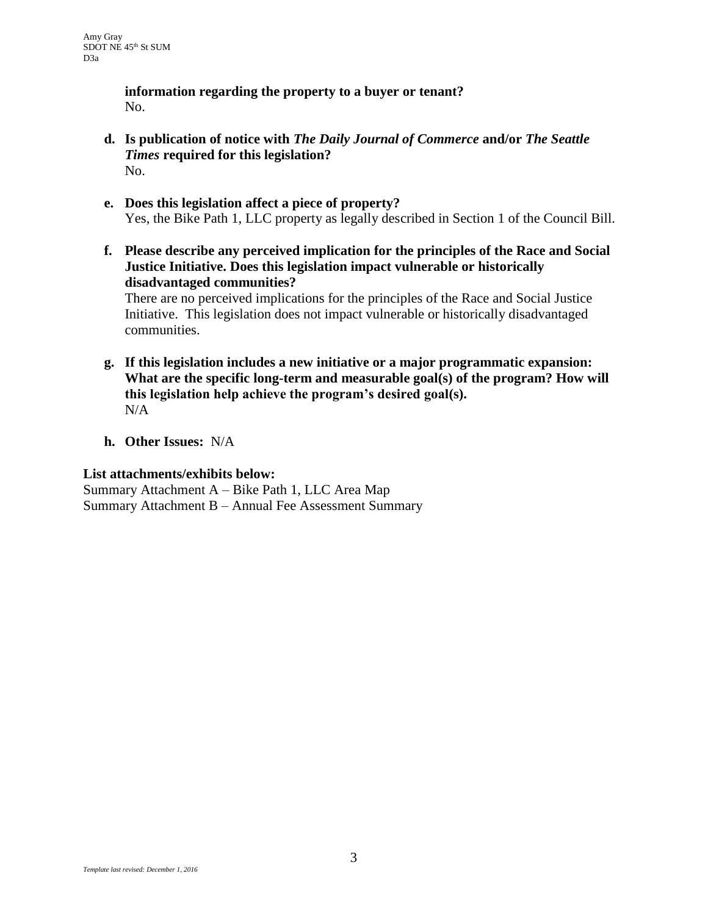**information regarding the property to a buyer or tenant?**
No.

**d. Is publication of notice with *The Daily Journal of Commerce* and/or *The Seattle Times* required for this legislation?**
No.

**e. Does this legislation affect a piece of property?**
Yes, the Bike Path 1, LLC property as legally described in Section 1 of the Council Bill.

**f. Please describe any perceived implication for the principles of the Race and Social Justice Initiative. Does this legislation impact vulnerable or historically disadvantaged communities?**
There are no perceived implications for the principles of the Race and Social Justice Initiative. This legislation does not impact vulnerable or historically disadvantaged communities.

**g. If this legislation includes a new initiative or a major programmatic expansion: What are the specific long-term and measurable goal(s) of the program? How will this legislation help achieve the program's desired goal(s).**
N/A

**h. Other Issues:** N/A

**List attachments/exhibits below:**

Summary Attachment A – Bike Path 1, LLC Area Map
Summary Attachment B – Annual Fee Assessment Summary